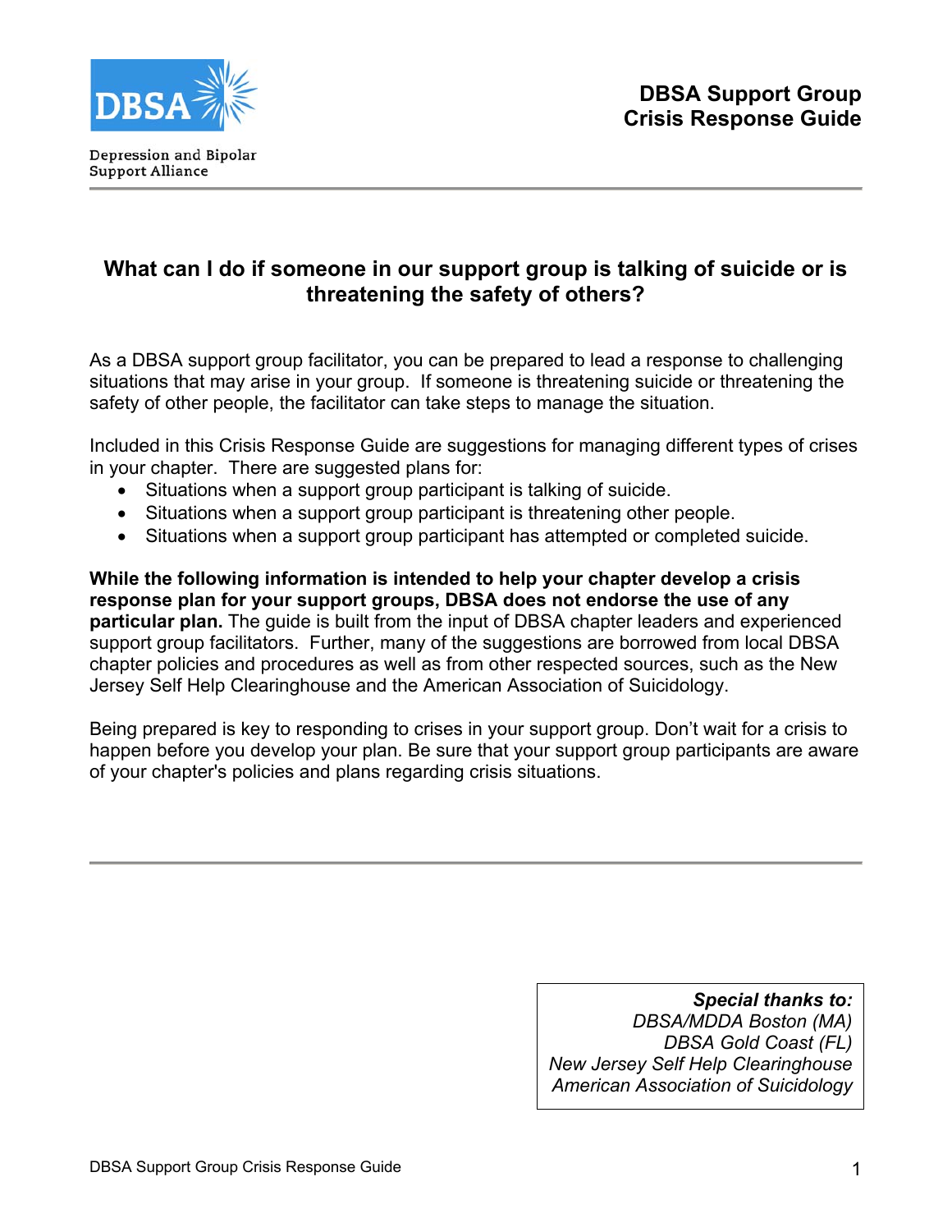Depression and Bipolar Support Alliance

# DBSA Support Group Crisis Response Guide

## What can I do if someone in our support group is talking of suicide or is threatening the safety of others?

As a DBSA support group facilitator, you can be prepared to lead a response to challenging situations that may arise in your group. If someone is threatening suicide or threatening the safety of other people, the facilitator can take steps to manage the situation.

Included in this Crisis Response Guide are suggestions for managing different types of crises in your chapter. There are suggested plans for:

- Situations when a support group participant is talking of suicide.
- Situations when a support group participant is threatening other people.
- Situations when a support group participant has attempted or completed suicide.

**While the following information is intended to help your chapter develop a crisis response plan for your support groups, DBSA does not endorse the use of any particular plan.** The guide is built from the input of DBSA chapter leaders and experienced support group facilitators. Further, many of the suggestions are borrowed from local DBSA chapter policies and procedures as well as from other respected sources, such as the New Jersey Self Help Clearinghouse and the American Association of Suicidology.

Being prepared is key to responding to crises in your support group. Don't wait for a crisis to happen before you develop your plan. Be sure that your support group participants are aware of your chapter's policies and plans regarding crisis situations.

***Special thanks to:***
*DBSA/MDDA Boston (MA)*
*DBSA Gold Coast (FL)*
*New Jersey Self Help Clearinghouse*
*American Association of Suicidology*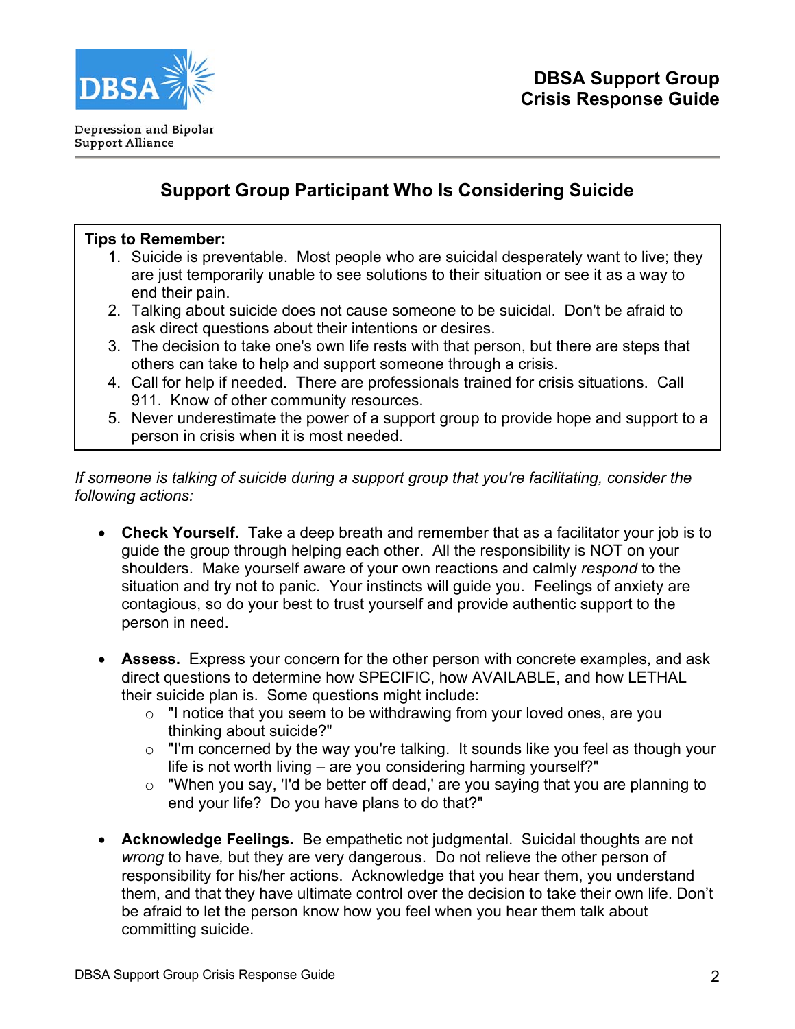## Support Group Participant Who Is Considering Suicide

**Tips to Remember:**

1. Suicide is preventable. Most people who are suicidal desperately want to live; they are just temporarily unable to see solutions to their situation or see it as a way to end their pain.
2. Talking about suicide does not cause someone to be suicidal. Don't be afraid to ask direct questions about their intentions or desires.
3. The decision to take one's own life rests with that person, but there are steps that others can take to help and support someone through a crisis.
4. Call for help if needed. There are professionals trained for crisis situations. Call 911. Know of other community resources.
5. Never underestimate the power of a support group to provide hope and support to a person in crisis when it is most needed.

*If someone is talking of suicide during a support group that you're facilitating, consider the following actions:*

- **Check Yourself.** Take a deep breath and remember that as a facilitator your job is to guide the group through helping each other. All the responsibility is NOT on your shoulders. Make yourself aware of your own reactions and calmly *respond* to the situation and try not to panic. Your instincts will guide you. Feelings of anxiety are contagious, so do your best to trust yourself and provide authentic support to the person in need.

- **Assess.** Express your concern for the other person with concrete examples, and ask direct questions to determine how SPECIFIC, how AVAILABLE, and how LETHAL their suicide plan is. Some questions might include:
  - "I notice that you seem to be withdrawing from your loved ones, are you thinking about suicide?"
  - "I'm concerned by the way you're talking. It sounds like you feel as though your life is not worth living – are you considering harming yourself?"
  - "When you say, 'I'd be better off dead,' are you saying that you are planning to end your life? Do you have plans to do that?"

- **Acknowledge Feelings.** Be empathetic not judgmental. Suicidal thoughts are not *wrong* to have*,* but they are very dangerous. Do not relieve the other person of responsibility for his/her actions. Acknowledge that you hear them, you understand them, and that they have ultimate control over the decision to take their own life. Don't be afraid to let the person know how you feel when you hear them talk about committing suicide.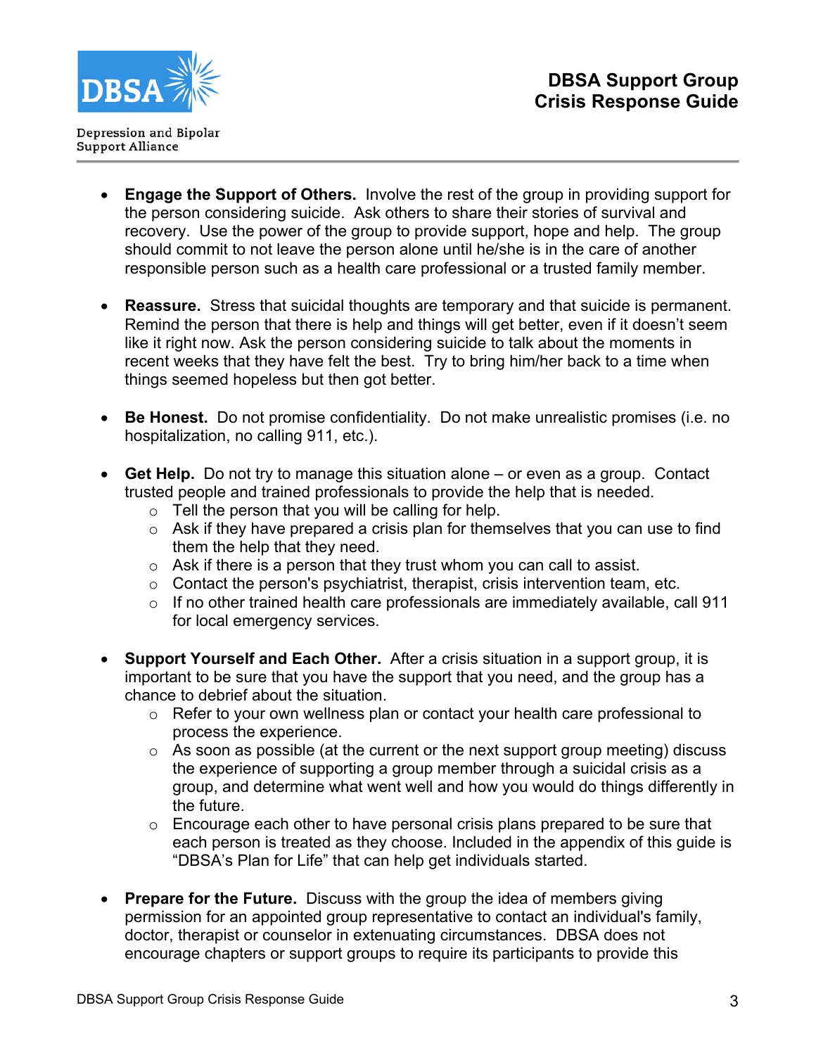- **Engage the Support of Others.** Involve the rest of the group in providing support for the person considering suicide. Ask others to share their stories of survival and recovery. Use the power of the group to provide support, hope and help. The group should commit to not leave the person alone until he/she is in the care of another responsible person such as a health care professional or a trusted family member.

- **Reassure.** Stress that suicidal thoughts are temporary and that suicide is permanent. Remind the person that there is help and things will get better, even if it doesn't seem like it right now. Ask the person considering suicide to talk about the moments in recent weeks that they have felt the best. Try to bring him/her back to a time when things seemed hopeless but then got better.

- **Be Honest.** Do not promise confidentiality. Do not make unrealistic promises (i.e. no hospitalization, no calling 911, etc.).

- **Get Help.** Do not try to manage this situation alone – or even as a group. Contact trusted people and trained professionals to provide the help that is needed.
  - Tell the person that you will be calling for help.
  - Ask if they have prepared a crisis plan for themselves that you can use to find them the help that they need.
  - Ask if there is a person that they trust whom you can call to assist.
  - Contact the person's psychiatrist, therapist, crisis intervention team, etc.
  - If no other trained health care professionals are immediately available, call 911 for local emergency services.

- **Support Yourself and Each Other.** After a crisis situation in a support group, it is important to be sure that you have the support that you need, and the group has a chance to debrief about the situation.
  - Refer to your own wellness plan or contact your health care professional to process the experience.
  - As soon as possible (at the current or the next support group meeting) discuss the experience of supporting a group member through a suicidal crisis as a group, and determine what went well and how you would do things differently in the future.
  - Encourage each other to have personal crisis plans prepared to be sure that each person is treated as they choose. Included in the appendix of this guide is "DBSA's Plan for Life" that can help get individuals started.

- **Prepare for the Future.** Discuss with the group the idea of members giving permission for an appointed group representative to contact an individual's family, doctor, therapist or counselor in extenuating circumstances. DBSA does not encourage chapters or support groups to require its participants to provide this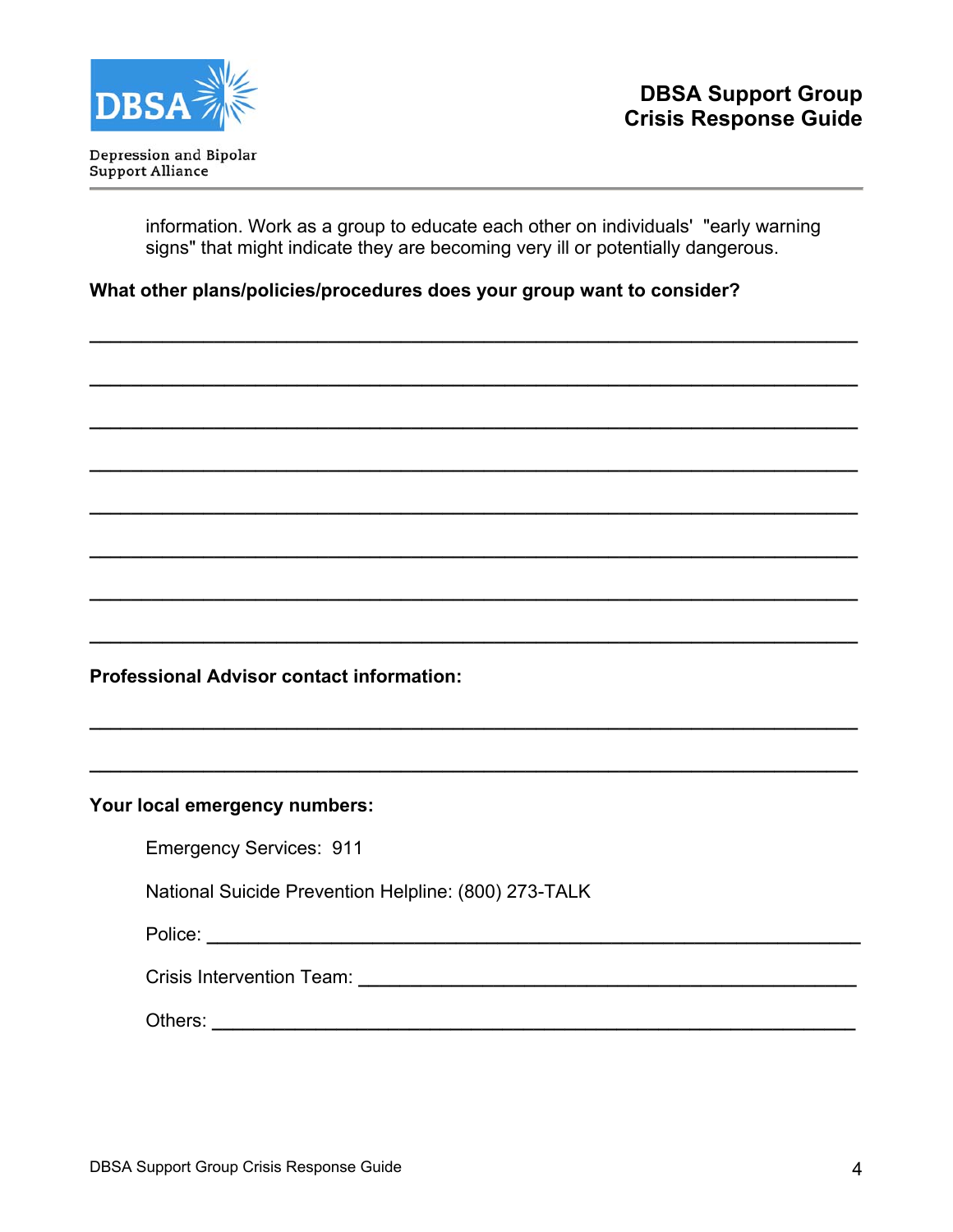information. Work as a group to educate each other on individuals' "early warning signs" that might indicate they are becoming very ill or potentially dangerous.

**What other plans/policies/procedures does your group want to consider?**

\_\_\_\_\_\_\_\_\_\_\_\_\_\_\_\_\_\_\_\_\_\_\_\_\_\_\_\_\_\_\_\_\_\_\_\_\_\_\_\_\_\_\_\_\_\_\_\_\_\_\_\_\_\_\_\_\_\_\_\_\_\_\_\_\_\_

\_\_\_\_\_\_\_\_\_\_\_\_\_\_\_\_\_\_\_\_\_\_\_\_\_\_\_\_\_\_\_\_\_\_\_\_\_\_\_\_\_\_\_\_\_\_\_\_\_\_\_\_\_\_\_\_\_\_\_\_\_\_\_\_\_\_

\_\_\_\_\_\_\_\_\_\_\_\_\_\_\_\_\_\_\_\_\_\_\_\_\_\_\_\_\_\_\_\_\_\_\_\_\_\_\_\_\_\_\_\_\_\_\_\_\_\_\_\_\_\_\_\_\_\_\_\_\_\_\_\_\_\_

\_\_\_\_\_\_\_\_\_\_\_\_\_\_\_\_\_\_\_\_\_\_\_\_\_\_\_\_\_\_\_\_\_\_\_\_\_\_\_\_\_\_\_\_\_\_\_\_\_\_\_\_\_\_\_\_\_\_\_\_\_\_\_\_\_\_

\_\_\_\_\_\_\_\_\_\_\_\_\_\_\_\_\_\_\_\_\_\_\_\_\_\_\_\_\_\_\_\_\_\_\_\_\_\_\_\_\_\_\_\_\_\_\_\_\_\_\_\_\_\_\_\_\_\_\_\_\_\_\_\_\_\_

\_\_\_\_\_\_\_\_\_\_\_\_\_\_\_\_\_\_\_\_\_\_\_\_\_\_\_\_\_\_\_\_\_\_\_\_\_\_\_\_\_\_\_\_\_\_\_\_\_\_\_\_\_\_\_\_\_\_\_\_\_\_\_\_\_\_

\_\_\_\_\_\_\_\_\_\_\_\_\_\_\_\_\_\_\_\_\_\_\_\_\_\_\_\_\_\_\_\_\_\_\_\_\_\_\_\_\_\_\_\_\_\_\_\_\_\_\_\_\_\_\_\_\_\_\_\_\_\_\_\_\_\_

\_\_\_\_\_\_\_\_\_\_\_\_\_\_\_\_\_\_\_\_\_\_\_\_\_\_\_\_\_\_\_\_\_\_\_\_\_\_\_\_\_\_\_\_\_\_\_\_\_\_\_\_\_\_\_\_\_\_\_\_\_\_\_\_\_\_

**Professional Advisor contact information:**

\_\_\_\_\_\_\_\_\_\_\_\_\_\_\_\_\_\_\_\_\_\_\_\_\_\_\_\_\_\_\_\_\_\_\_\_\_\_\_\_\_\_\_\_\_\_\_\_\_\_\_\_\_\_\_\_\_\_\_\_\_\_\_\_\_\_

\_\_\_\_\_\_\_\_\_\_\_\_\_\_\_\_\_\_\_\_\_\_\_\_\_\_\_\_\_\_\_\_\_\_\_\_\_\_\_\_\_\_\_\_\_\_\_\_\_\_\_\_\_\_\_\_\_\_\_\_\_\_\_\_\_\_

**Your local emergency numbers:**

Emergency Services: 911

National Suicide Prevention Helpline: (800) 273-TALK

Police: \_\_\_\_\_\_\_\_\_\_\_\_\_\_\_\_\_\_\_\_\_\_\_\_\_\_\_\_\_\_\_\_\_\_\_\_\_\_\_\_\_\_\_\_\_\_\_\_\_\_\_\_\_\_\_\_

Crisis Intervention Team: \_\_\_\_\_\_\_\_\_\_\_\_\_\_\_\_\_\_\_\_\_\_\_\_\_\_\_\_\_\_\_\_\_\_\_\_\_\_\_\_\_\_\_\_

Others: \_\_\_\_\_\_\_\_\_\_\_\_\_\_\_\_\_\_\_\_\_\_\_\_\_\_\_\_\_\_\_\_\_\_\_\_\_\_\_\_\_\_\_\_\_\_\_\_\_\_\_\_\_\_\_\_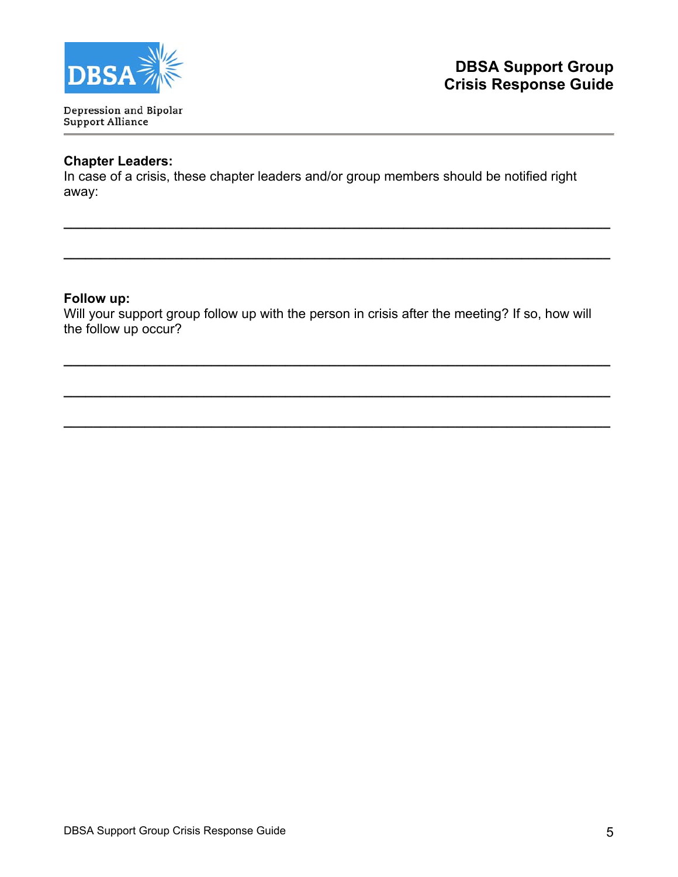**Chapter Leaders:**
In case of a crisis, these chapter leaders and/or group members should be notified right away:

\_\_\_\_\_\_\_\_\_\_\_\_\_\_\_\_\_\_\_\_\_\_\_\_\_\_\_\_\_\_\_\_\_\_\_\_\_\_\_\_\_\_\_\_\_\_\_\_\_\_\_\_\_\_\_\_\_\_\_\_\_\_\_\_

\_\_\_\_\_\_\_\_\_\_\_\_\_\_\_\_\_\_\_\_\_\_\_\_\_\_\_\_\_\_\_\_\_\_\_\_\_\_\_\_\_\_\_\_\_\_\_\_\_\_\_\_\_\_\_\_\_\_\_\_\_\_\_\_

**Follow up:**
Will your support group follow up with the person in crisis after the meeting? If so, how will the follow up occur?

\_\_\_\_\_\_\_\_\_\_\_\_\_\_\_\_\_\_\_\_\_\_\_\_\_\_\_\_\_\_\_\_\_\_\_\_\_\_\_\_\_\_\_\_\_\_\_\_\_\_\_\_\_\_\_\_\_\_\_\_\_\_\_\_

\_\_\_\_\_\_\_\_\_\_\_\_\_\_\_\_\_\_\_\_\_\_\_\_\_\_\_\_\_\_\_\_\_\_\_\_\_\_\_\_\_\_\_\_\_\_\_\_\_\_\_\_\_\_\_\_\_\_\_\_\_\_\_\_

\_\_\_\_\_\_\_\_\_\_\_\_\_\_\_\_\_\_\_\_\_\_\_\_\_\_\_\_\_\_\_\_\_\_\_\_\_\_\_\_\_\_\_\_\_\_\_\_\_\_\_\_\_\_\_\_\_\_\_\_\_\_\_\_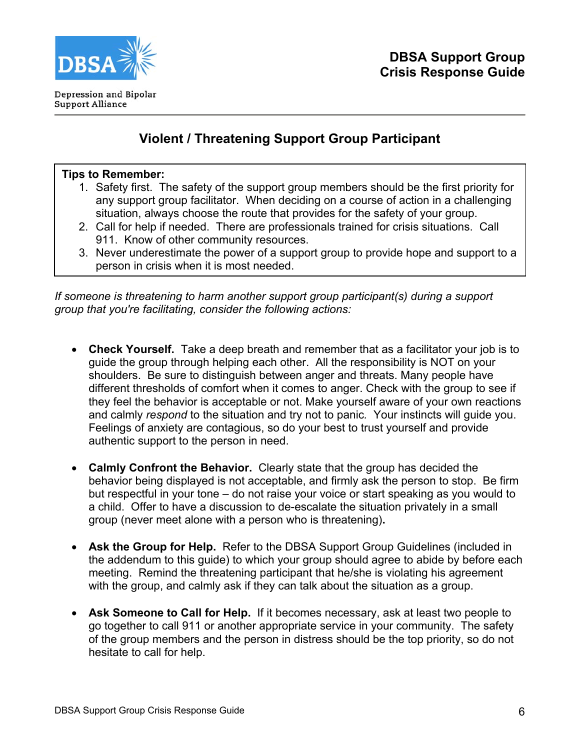# Violent / Threatening Support Group Participant

**Tips to Remember:**

1. Safety first. The safety of the support group members should be the first priority for any support group facilitator. When deciding on a course of action in a challenging situation, always choose the route that provides for the safety of your group.
2. Call for help if needed. There are professionals trained for crisis situations. Call 911. Know of other community resources.
3. Never underestimate the power of a support group to provide hope and support to a person in crisis when it is most needed.

*If someone is threatening to harm another support group participant(s) during a support group that you're facilitating, consider the following actions:*

- **Check Yourself.** Take a deep breath and remember that as a facilitator your job is to guide the group through helping each other. All the responsibility is NOT on your shoulders. Be sure to distinguish between anger and threats. Many people have different thresholds of comfort when it comes to anger. Check with the group to see if they feel the behavior is acceptable or not. Make yourself aware of your own reactions and calmly *respond* to the situation and try not to panic. Your instincts will guide you. Feelings of anxiety are contagious, so do your best to trust yourself and provide authentic support to the person in need.

- **Calmly Confront the Behavior.** Clearly state that the group has decided the behavior being displayed is not acceptable, and firmly ask the person to stop. Be firm but respectful in your tone – do not raise your voice or start speaking as you would to a child. Offer to have a discussion to de-escalate the situation privately in a small group (never meet alone with a person who is threatening)**.**

- **Ask the Group for Help.** Refer to the DBSA Support Group Guidelines (included in the addendum to this guide) to which your group should agree to abide by before each meeting. Remind the threatening participant that he/she is violating his agreement with the group, and calmly ask if they can talk about the situation as a group.

- **Ask Someone to Call for Help.** If it becomes necessary, ask at least two people to go together to call 911 or another appropriate service in your community. The safety of the group members and the person in distress should be the top priority, so do not hesitate to call for help.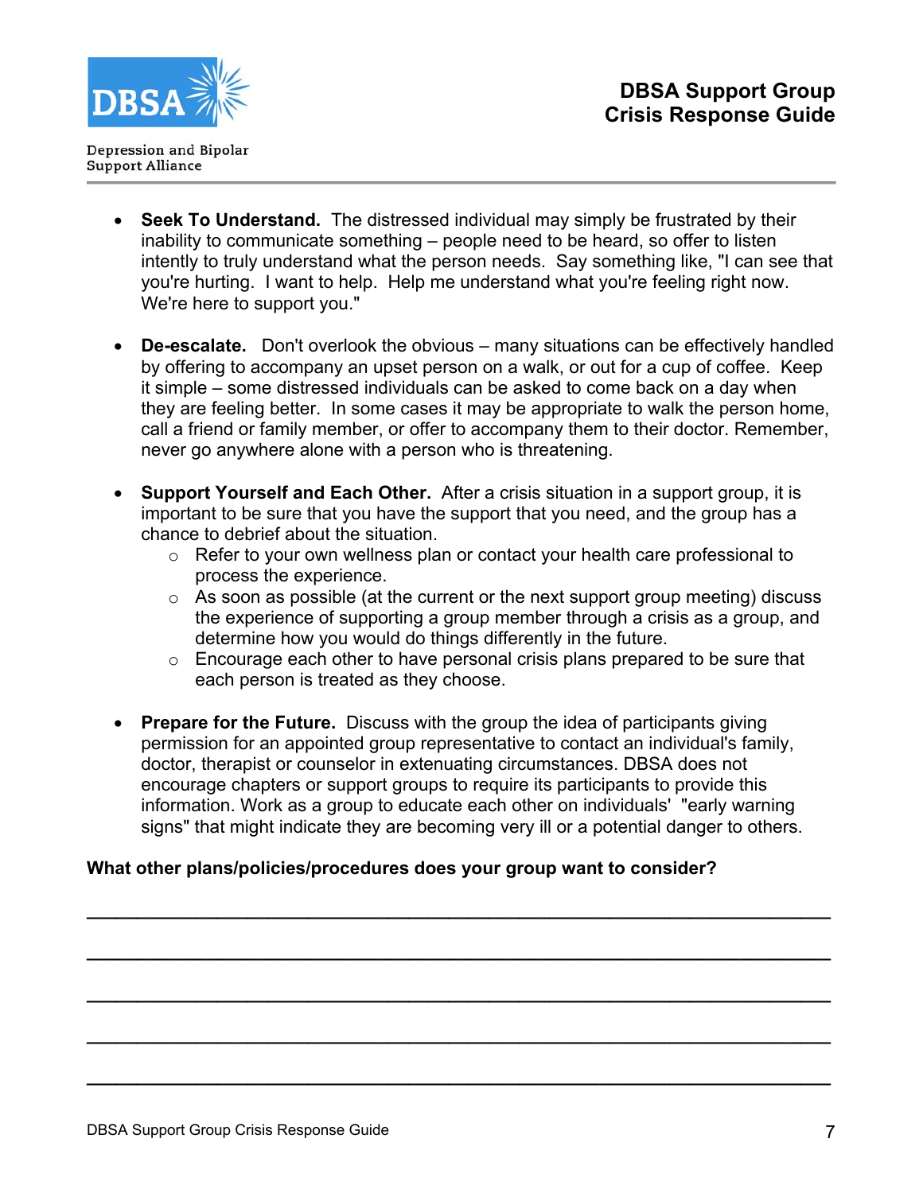- **Seek To Understand.** The distressed individual may simply be frustrated by their inability to communicate something – people need to be heard, so offer to listen intently to truly understand what the person needs. Say something like, "I can see that you're hurting. I want to help. Help me understand what you're feeling right now. We're here to support you."

- **De-escalate.** Don't overlook the obvious – many situations can be effectively handled by offering to accompany an upset person on a walk, or out for a cup of coffee. Keep it simple – some distressed individuals can be asked to come back on a day when they are feeling better. In some cases it may be appropriate to walk the person home, call a friend or family member, or offer to accompany them to their doctor. Remember, never go anywhere alone with a person who is threatening.

- **Support Yourself and Each Other.** After a crisis situation in a support group, it is important to be sure that you have the support that you need, and the group has a chance to debrief about the situation.
  - Refer to your own wellness plan or contact your health care professional to process the experience.
  - As soon as possible (at the current or the next support group meeting) discuss the experience of supporting a group member through a crisis as a group, and determine how you would do things differently in the future.
  - Encourage each other to have personal crisis plans prepared to be sure that each person is treated as they choose.

- **Prepare for the Future.** Discuss with the group the idea of participants giving permission for an appointed group representative to contact an individual's family, doctor, therapist or counselor in extenuating circumstances. DBSA does not encourage chapters or support groups to require its participants to provide this information. Work as a group to educate each other on individuals' "early warning signs" that might indicate they are becoming very ill or a potential danger to others.

**What other plans/policies/procedures does your group want to consider?**

______________________________________________________________________

______________________________________________________________________

______________________________________________________________________

______________________________________________________________________

______________________________________________________________________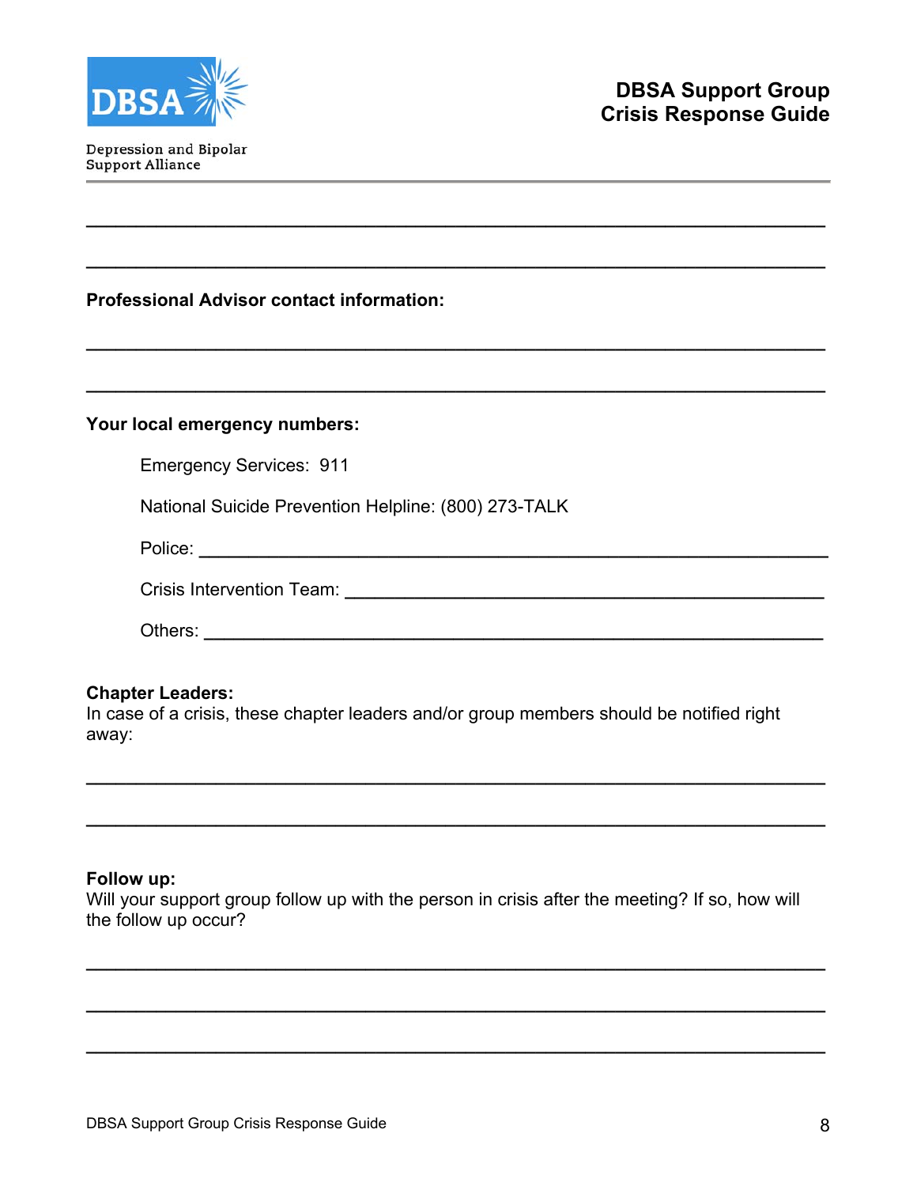\_\_\_\_\_\_\_\_\_\_\_\_\_\_\_\_\_\_\_\_\_\_\_\_\_\_\_\_\_\_\_\_\_\_\_\_\_\_\_\_\_\_\_\_\_\_\_\_\_\_\_\_\_\_\_\_\_\_\_\_\_\_\_\_

\_\_\_\_\_\_\_\_\_\_\_\_\_\_\_\_\_\_\_\_\_\_\_\_\_\_\_\_\_\_\_\_\_\_\_\_\_\_\_\_\_\_\_\_\_\_\_\_\_\_\_\_\_\_\_\_\_\_\_\_\_\_\_\_

**Professional Advisor contact information:**

\_\_\_\_\_\_\_\_\_\_\_\_\_\_\_\_\_\_\_\_\_\_\_\_\_\_\_\_\_\_\_\_\_\_\_\_\_\_\_\_\_\_\_\_\_\_\_\_\_\_\_\_\_\_\_\_\_\_\_\_\_\_\_\_

\_\_\_\_\_\_\_\_\_\_\_\_\_\_\_\_\_\_\_\_\_\_\_\_\_\_\_\_\_\_\_\_\_\_\_\_\_\_\_\_\_\_\_\_\_\_\_\_\_\_\_\_\_\_\_\_\_\_\_\_\_\_\_\_

**Your local emergency numbers:**

Emergency Services: 911

National Suicide Prevention Helpline: (800) 273-TALK

Police: \_\_\_\_\_\_\_\_\_\_\_\_\_\_\_\_\_\_\_\_\_\_\_\_\_\_\_\_\_\_\_\_\_\_\_\_\_\_\_\_\_\_\_\_\_\_\_\_\_\_\_\_\_\_

Crisis Intervention Team: \_\_\_\_\_\_\_\_\_\_\_\_\_\_\_\_\_\_\_\_\_\_\_\_\_\_\_\_\_\_\_\_\_\_\_\_\_\_\_\_\_\_

Others: \_\_\_\_\_\_\_\_\_\_\_\_\_\_\_\_\_\_\_\_\_\_\_\_\_\_\_\_\_\_\_\_\_\_\_\_\_\_\_\_\_\_\_\_\_\_\_\_\_\_\_\_\_\_

**Chapter Leaders:**
In case of a crisis, these chapter leaders and/or group members should be notified right away:

\_\_\_\_\_\_\_\_\_\_\_\_\_\_\_\_\_\_\_\_\_\_\_\_\_\_\_\_\_\_\_\_\_\_\_\_\_\_\_\_\_\_\_\_\_\_\_\_\_\_\_\_\_\_\_\_\_\_\_\_\_\_\_\_

\_\_\_\_\_\_\_\_\_\_\_\_\_\_\_\_\_\_\_\_\_\_\_\_\_\_\_\_\_\_\_\_\_\_\_\_\_\_\_\_\_\_\_\_\_\_\_\_\_\_\_\_\_\_\_\_\_\_\_\_\_\_\_\_

**Follow up:**
Will your support group follow up with the person in crisis after the meeting? If so, how will the follow up occur?

\_\_\_\_\_\_\_\_\_\_\_\_\_\_\_\_\_\_\_\_\_\_\_\_\_\_\_\_\_\_\_\_\_\_\_\_\_\_\_\_\_\_\_\_\_\_\_\_\_\_\_\_\_\_\_\_\_\_\_\_\_\_\_\_

\_\_\_\_\_\_\_\_\_\_\_\_\_\_\_\_\_\_\_\_\_\_\_\_\_\_\_\_\_\_\_\_\_\_\_\_\_\_\_\_\_\_\_\_\_\_\_\_\_\_\_\_\_\_\_\_\_\_\_\_\_\_\_\_

\_\_\_\_\_\_\_\_\_\_\_\_\_\_\_\_\_\_\_\_\_\_\_\_\_\_\_\_\_\_\_\_\_\_\_\_\_\_\_\_\_\_\_\_\_\_\_\_\_\_\_\_\_\_\_\_\_\_\_\_\_\_\_\_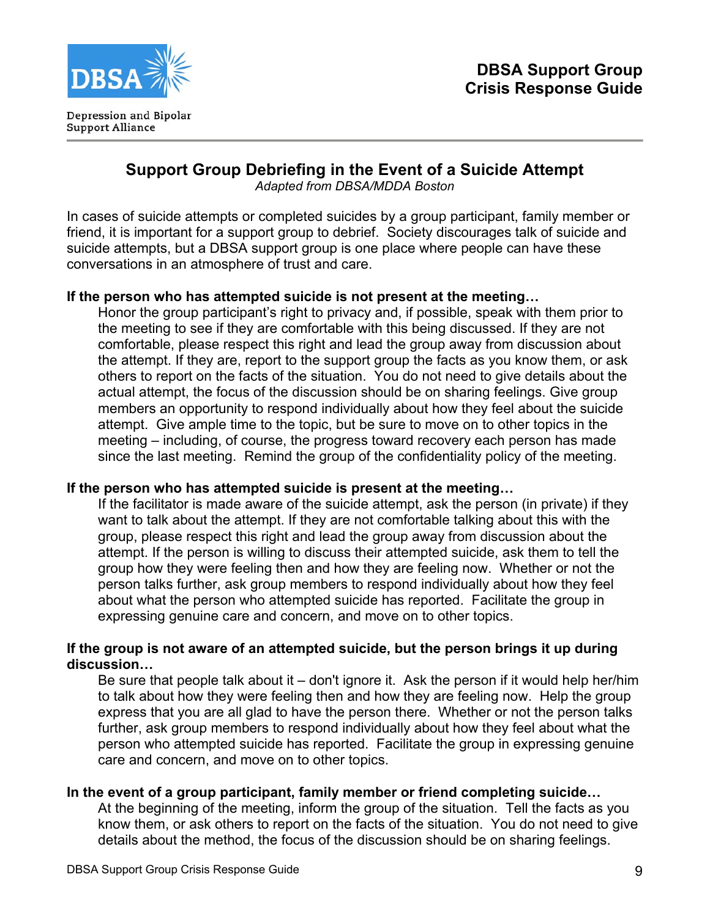## Support Group Debriefing in the Event of a Suicide Attempt

*Adapted from DBSA/MDDA Boston*

In cases of suicide attempts or completed suicides by a group participant, family member or friend, it is important for a support group to debrief. Society discourages talk of suicide and suicide attempts, but a DBSA support group is one place where people can have these conversations in an atmosphere of trust and care.

**If the person who has attempted suicide is not present at the meeting…**

Honor the group participant's right to privacy and, if possible, speak with them prior to the meeting to see if they are comfortable with this being discussed. If they are not comfortable, please respect this right and lead the group away from discussion about the attempt. If they are, report to the support group the facts as you know them, or ask others to report on the facts of the situation. You do not need to give details about the actual attempt, the focus of the discussion should be on sharing feelings. Give group members an opportunity to respond individually about how they feel about the suicide attempt. Give ample time to the topic, but be sure to move on to other topics in the meeting – including, of course, the progress toward recovery each person has made since the last meeting. Remind the group of the confidentiality policy of the meeting.

**If the person who has attempted suicide is present at the meeting…**

If the facilitator is made aware of the suicide attempt, ask the person (in private) if they want to talk about the attempt. If they are not comfortable talking about this with the group, please respect this right and lead the group away from discussion about the attempt. If the person is willing to discuss their attempted suicide, ask them to tell the group how they were feeling then and how they are feeling now. Whether or not the person talks further, ask group members to respond individually about how they feel about what the person who attempted suicide has reported. Facilitate the group in expressing genuine care and concern, and move on to other topics.

**If the group is not aware of an attempted suicide, but the person brings it up during discussion…**

Be sure that people talk about it – don't ignore it. Ask the person if it would help her/him to talk about how they were feeling then and how they are feeling now. Help the group express that you are all glad to have the person there. Whether or not the person talks further, ask group members to respond individually about how they feel about what the person who attempted suicide has reported. Facilitate the group in expressing genuine care and concern, and move on to other topics.

**In the event of a group participant, family member or friend completing suicide…**

At the beginning of the meeting, inform the group of the situation. Tell the facts as you know them, or ask others to report on the facts of the situation. You do not need to give details about the method, the focus of the discussion should be on sharing feelings.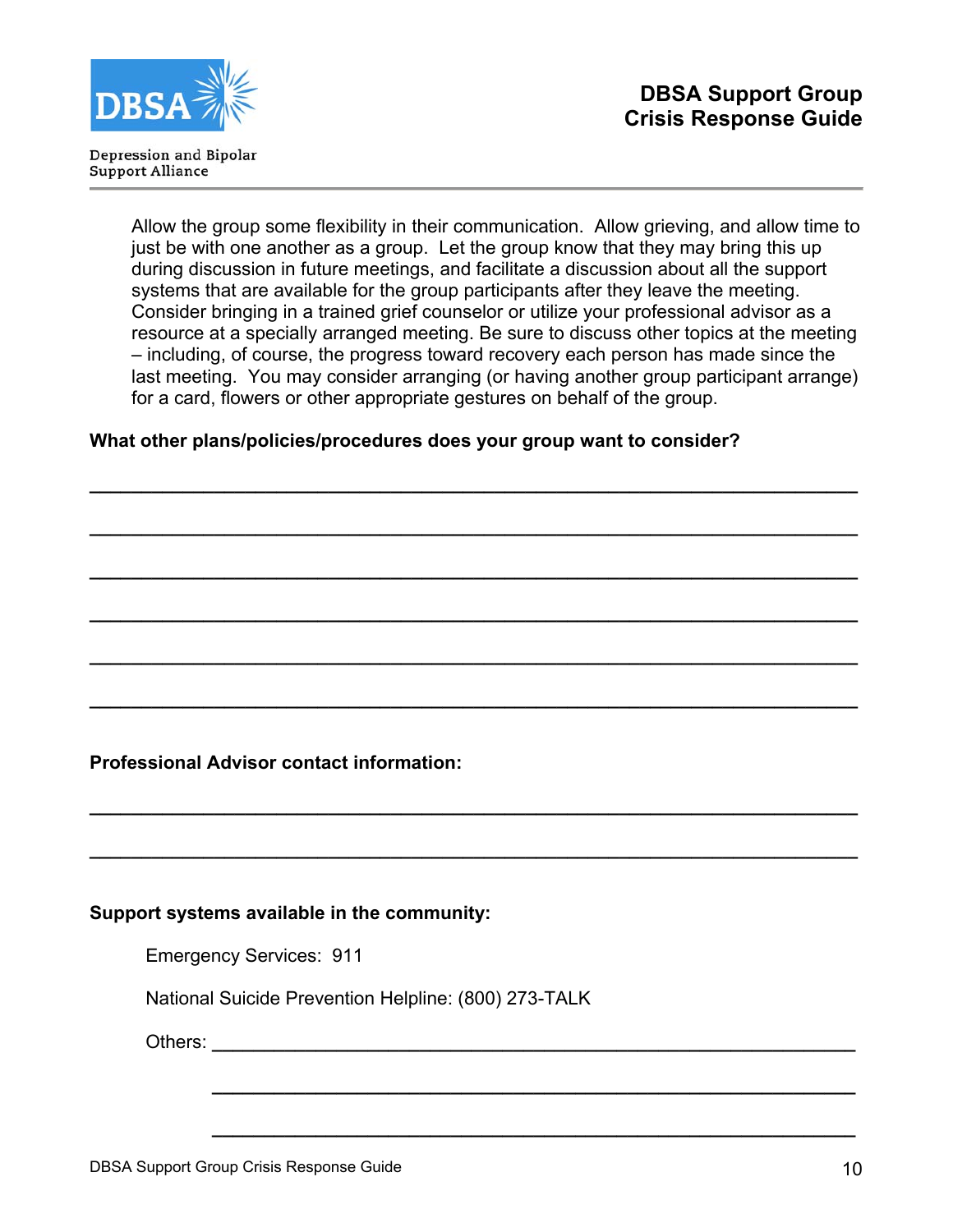Allow the group some flexibility in their communication. Allow grieving, and allow time to just be with one another as a group. Let the group know that they may bring this up during discussion in future meetings, and facilitate a discussion about all the support systems that are available for the group participants after they leave the meeting. Consider bringing in a trained grief counselor or utilize your professional advisor as a resource at a specially arranged meeting. Be sure to discuss other topics at the meeting – including, of course, the progress toward recovery each person has made since the last meeting. You may consider arranging (or having another group participant arrange) for a card, flowers or other appropriate gestures on behalf of the group.

**What other plans/policies/procedures does your group want to consider?**

\_\_\_\_\_\_\_\_\_\_\_\_\_\_\_\_\_\_\_\_\_\_\_\_\_\_\_\_\_\_\_\_\_\_\_\_\_\_\_\_\_\_\_\_\_\_\_\_\_\_\_\_\_\_\_\_\_\_\_\_

\_\_\_\_\_\_\_\_\_\_\_\_\_\_\_\_\_\_\_\_\_\_\_\_\_\_\_\_\_\_\_\_\_\_\_\_\_\_\_\_\_\_\_\_\_\_\_\_\_\_\_\_\_\_\_\_\_\_\_\_

\_\_\_\_\_\_\_\_\_\_\_\_\_\_\_\_\_\_\_\_\_\_\_\_\_\_\_\_\_\_\_\_\_\_\_\_\_\_\_\_\_\_\_\_\_\_\_\_\_\_\_\_\_\_\_\_\_\_\_\_

\_\_\_\_\_\_\_\_\_\_\_\_\_\_\_\_\_\_\_\_\_\_\_\_\_\_\_\_\_\_\_\_\_\_\_\_\_\_\_\_\_\_\_\_\_\_\_\_\_\_\_\_\_\_\_\_\_\_\_\_

\_\_\_\_\_\_\_\_\_\_\_\_\_\_\_\_\_\_\_\_\_\_\_\_\_\_\_\_\_\_\_\_\_\_\_\_\_\_\_\_\_\_\_\_\_\_\_\_\_\_\_\_\_\_\_\_\_\_\_\_

\_\_\_\_\_\_\_\_\_\_\_\_\_\_\_\_\_\_\_\_\_\_\_\_\_\_\_\_\_\_\_\_\_\_\_\_\_\_\_\_\_\_\_\_\_\_\_\_\_\_\_\_\_\_\_\_\_\_\_\_

**Professional Advisor contact information:**

\_\_\_\_\_\_\_\_\_\_\_\_\_\_\_\_\_\_\_\_\_\_\_\_\_\_\_\_\_\_\_\_\_\_\_\_\_\_\_\_\_\_\_\_\_\_\_\_\_\_\_\_\_\_\_\_\_\_\_\_

\_\_\_\_\_\_\_\_\_\_\_\_\_\_\_\_\_\_\_\_\_\_\_\_\_\_\_\_\_\_\_\_\_\_\_\_\_\_\_\_\_\_\_\_\_\_\_\_\_\_\_\_\_\_\_\_\_\_\_\_

**Support systems available in the community:**

Emergency Services: 911

National Suicide Prevention Helpline: (800) 273-TALK

Others: \_\_\_\_\_\_\_\_\_\_\_\_\_\_\_\_\_\_\_\_\_\_\_\_\_\_\_\_\_\_\_\_\_\_\_\_\_\_\_\_\_\_\_\_\_\_\_\_\_\_\_\_

\_\_\_\_\_\_\_\_\_\_\_\_\_\_\_\_\_\_\_\_\_\_\_\_\_\_\_\_\_\_\_\_\_\_\_\_\_\_\_\_\_\_\_\_\_\_\_\_\_\_\_\_

\_\_\_\_\_\_\_\_\_\_\_\_\_\_\_\_\_\_\_\_\_\_\_\_\_\_\_\_\_\_\_\_\_\_\_\_\_\_\_\_\_\_\_\_\_\_\_\_\_\_\_\_